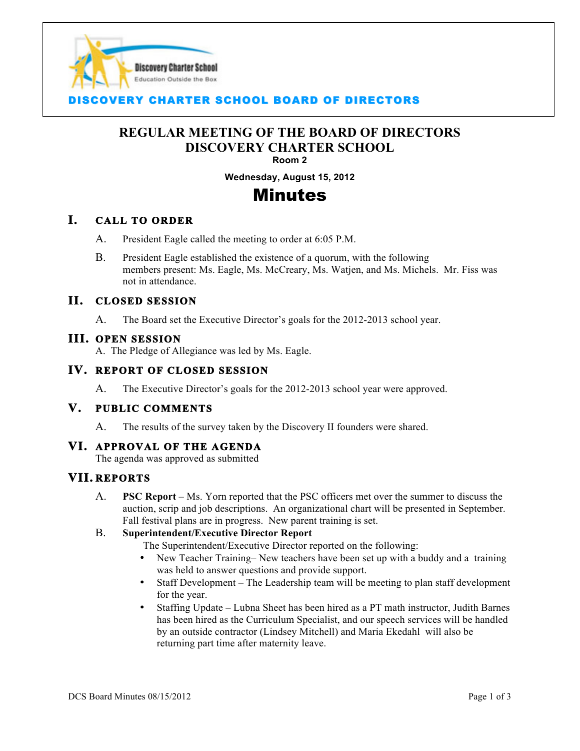**DISCOVERY CHARTER SCHOOL BOARD OF DIRECTORS**

# REGULAR MEETING OF THE BOARD OF DIRECTORS
# DISCOVERY CHARTER SCHOOL

**Room 2**

**Wednesday, August 15, 2012**

# Minutes

## I. CALL TO ORDER

A. President Eagle called the meeting to order at 6:05 P.M.

B. President Eagle established the existence of a quorum, with the following members present: Ms. Eagle, Ms. McCreary, Ms. Watjen, and Ms. Michels. Mr. Fiss was not in attendance.

## II. CLOSED SESSION

A. The Board set the Executive Director's goals for the 2012-2013 school year.

## III. OPEN SESSION

A. The Pledge of Allegiance was led by Ms. Eagle.

## IV. REPORT OF CLOSED SESSION

A. The Executive Director's goals for the 2012-2013 school year were approved.

## V. PUBLIC COMMENTS

A. The results of the survey taken by the Discovery II founders were shared.

## VI. APPROVAL OF THE AGENDA

The agenda was approved as submitted

## VII. REPORTS

A. **PSC Report** – Ms. Yorn reported that the PSC officers met over the summer to discuss the auction, scrip and job descriptions. An organizational chart will be presented in September. Fall festival plans are in progress. New parent training is set.

B. **Superintendent/Executive Director Report**

The Superintendent/Executive Director reported on the following:

- New Teacher Training– New teachers have been set up with a buddy and a training was held to answer questions and provide support.
- Staff Development – The Leadership team will be meeting to plan staff development for the year.
- Staffing Update – Lubna Sheet has been hired as a PT math instructor, Judith Barnes has been hired as the Curriculum Specialist, and our speech services will be handled by an outside contractor (Lindsey Mitchell) and Maria Ekedahl will also be returning part time after maternity leave.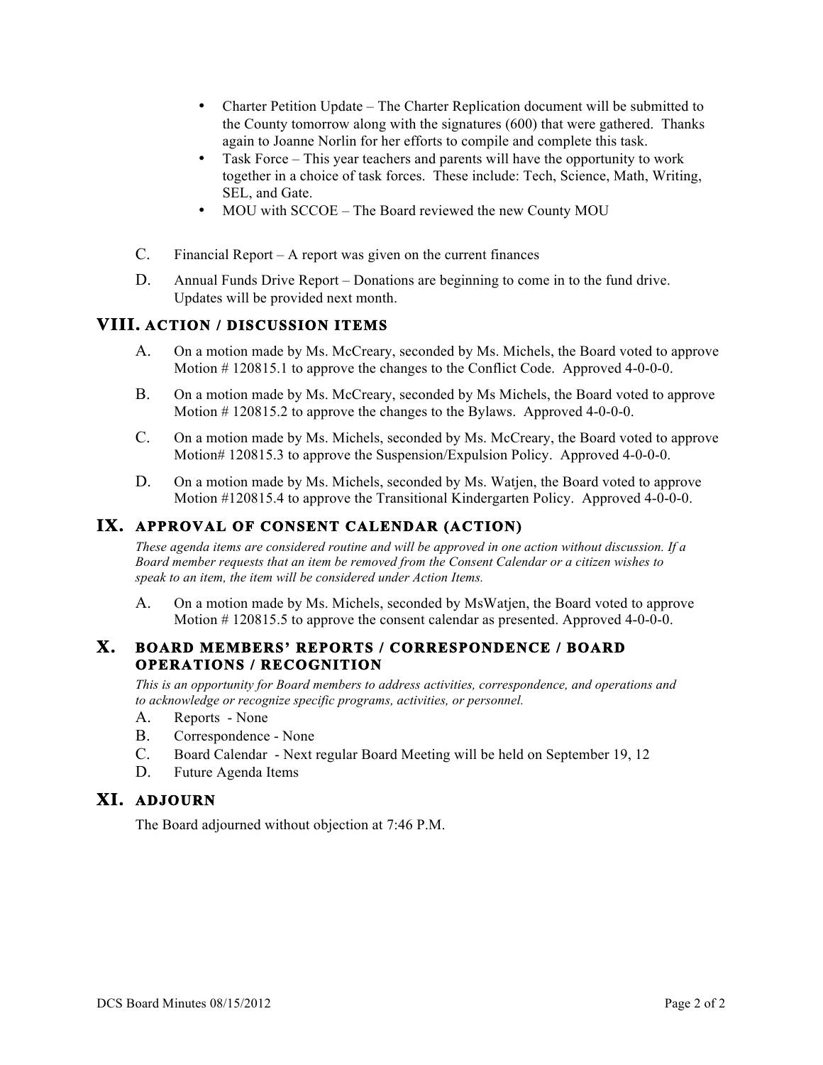- Charter Petition Update – The Charter Replication document will be submitted to the County tomorrow along with the signatures (600) that were gathered. Thanks again to Joanne Norlin for her efforts to compile and complete this task.
- Task Force – This year teachers and parents will have the opportunity to work together in a choice of task forces. These include: Tech, Science, Math, Writing, SEL, and Gate.
- MOU with SCCOE – The Board reviewed the new County MOU

C. Financial Report – A report was given on the current finances

D. Annual Funds Drive Report – Donations are beginning to come in to the fund drive. Updates will be provided next month.

## VIII. ACTION / DISCUSSION ITEMS

A. On a motion made by Ms. McCreary, seconded by Ms. Michels, the Board voted to approve Motion # 120815.1 to approve the changes to the Conflict Code. Approved 4-0-0-0.

B. On a motion made by Ms. McCreary, seconded by Ms Michels, the Board voted to approve Motion # 120815.2 to approve the changes to the Bylaws. Approved 4-0-0-0.

C. On a motion made by Ms. Michels, seconded by Ms. McCreary, the Board voted to approve Motion# 120815.3 to approve the Suspension/Expulsion Policy. Approved 4-0-0-0.

D. On a motion made by Ms. Michels, seconded by Ms. Watjen, the Board voted to approve Motion #120815.4 to approve the Transitional Kindergarten Policy. Approved 4-0-0-0.

## IX. APPROVAL OF CONSENT CALENDAR (ACTION)

*These agenda items are considered routine and will be approved in one action without discussion. If a Board member requests that an item be removed from the Consent Calendar or a citizen wishes to speak to an item, the item will be considered under Action Items.*

A. On a motion made by Ms. Michels, seconded by MsWatjen, the Board voted to approve Motion # 120815.5 to approve the consent calendar as presented. Approved 4-0-0-0.

## X. BOARD MEMBERS' REPORTS / CORRESPONDENCE / BOARD OPERATIONS / RECOGNITION

*This is an opportunity for Board members to address activities, correspondence, and operations and to acknowledge or recognize specific programs, activities, or personnel.*

A. Reports - None

B. Correspondence - None

C. Board Calendar - Next regular Board Meeting will be held on September 19, 12

D. Future Agenda Items

## XI. ADJOURN

The Board adjourned without objection at 7:46 P.M.